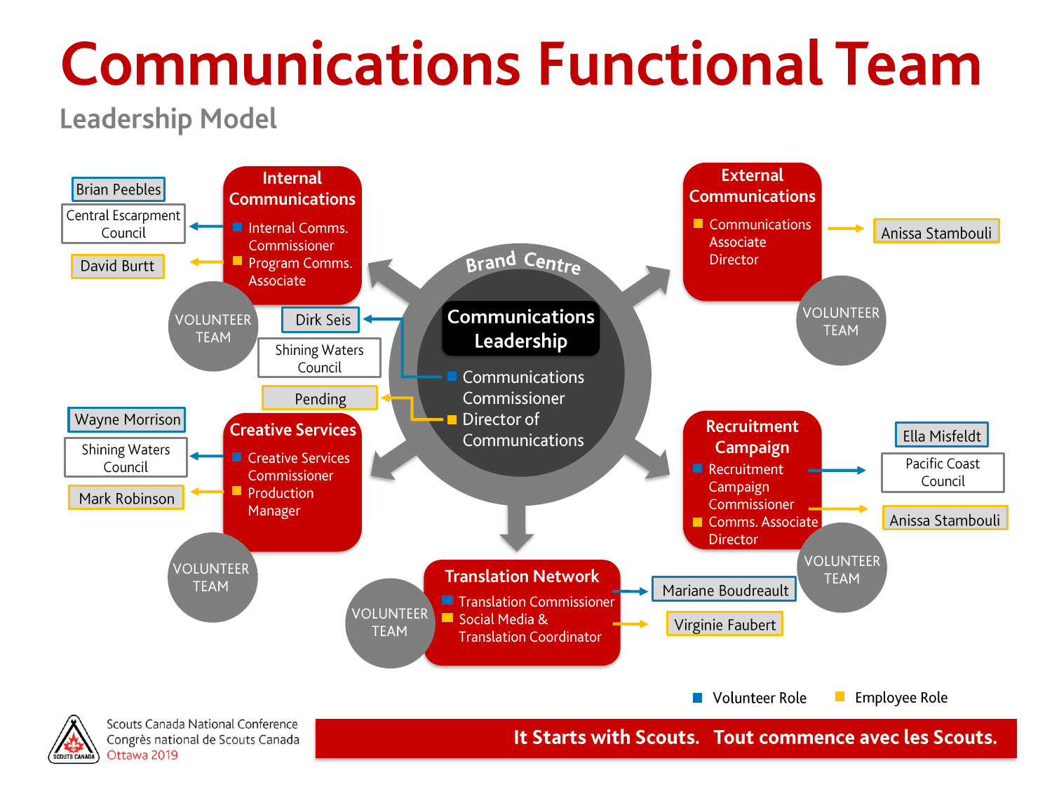# Communications Functional Team

## Leadership Model

### Brand Centre

**Communications Leadership**

- ■ Communications Commissioner → Dirk Seis, Shining Waters Council
- ■ Director of Communications → Pending

### Internal Communications

- ■ Internal Comms. Commissioner → Brian Peebles, Central Escarpment Council
- ■ Program Comms. Associate → David Burtt

VOLUNTEER TEAM

### External Communications

- ■ Communications Associate Director → Anissa Stambouli

VOLUNTEER TEAM

### Creative Services

- ■ Creative Services Commissioner → Wayne Morrison, Shining Waters Council
- ■ Production Manager → Mark Robinson

VOLUNTEER TEAM

### Recruitment Campaign

- ■ Recruitment Campaign Commissioner → Ella Misfeldt, Pacific Coast Council
- ■ Comms. Associate Director → Anissa Stambouli

VOLUNTEER TEAM

### Translation Network

- ■ Translation Commissioner → Mariane Boudreault
- ■ Social Media & Translation Coordinator → Virginie Faubert

VOLUNTEER TEAM

■ Volunteer Role ■ Employee Role

Scouts Canada National Conference
Congrès national de Scouts Canada
Ottawa 2019

**It Starts with Scouts. Tout commence avec les Scouts.**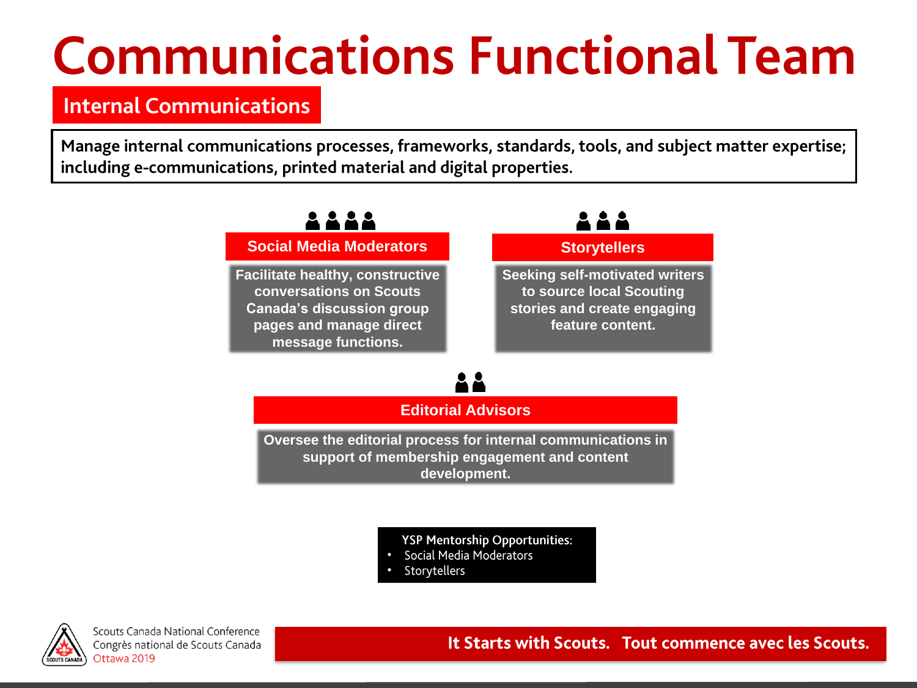# Communications Functional Team

## Internal Communications

**Manage internal communications processes, frameworks, standards, tools, and subject matter expertise; including e-communications, printed material and digital properties.**

### Social Media Moderators

**Facilitate healthy, constructive conversations on Scouts Canada's discussion group pages and manage direct message functions.**

### Storytellers

**Seeking self-motivated writers to source local Scouting stories and create engaging feature content.**

### Editorial Advisors

**Oversee the editorial process for internal communications in support of membership engagement and content development.**

YSP Mentorship Opportunities:

- Social Media Moderators
- Storytellers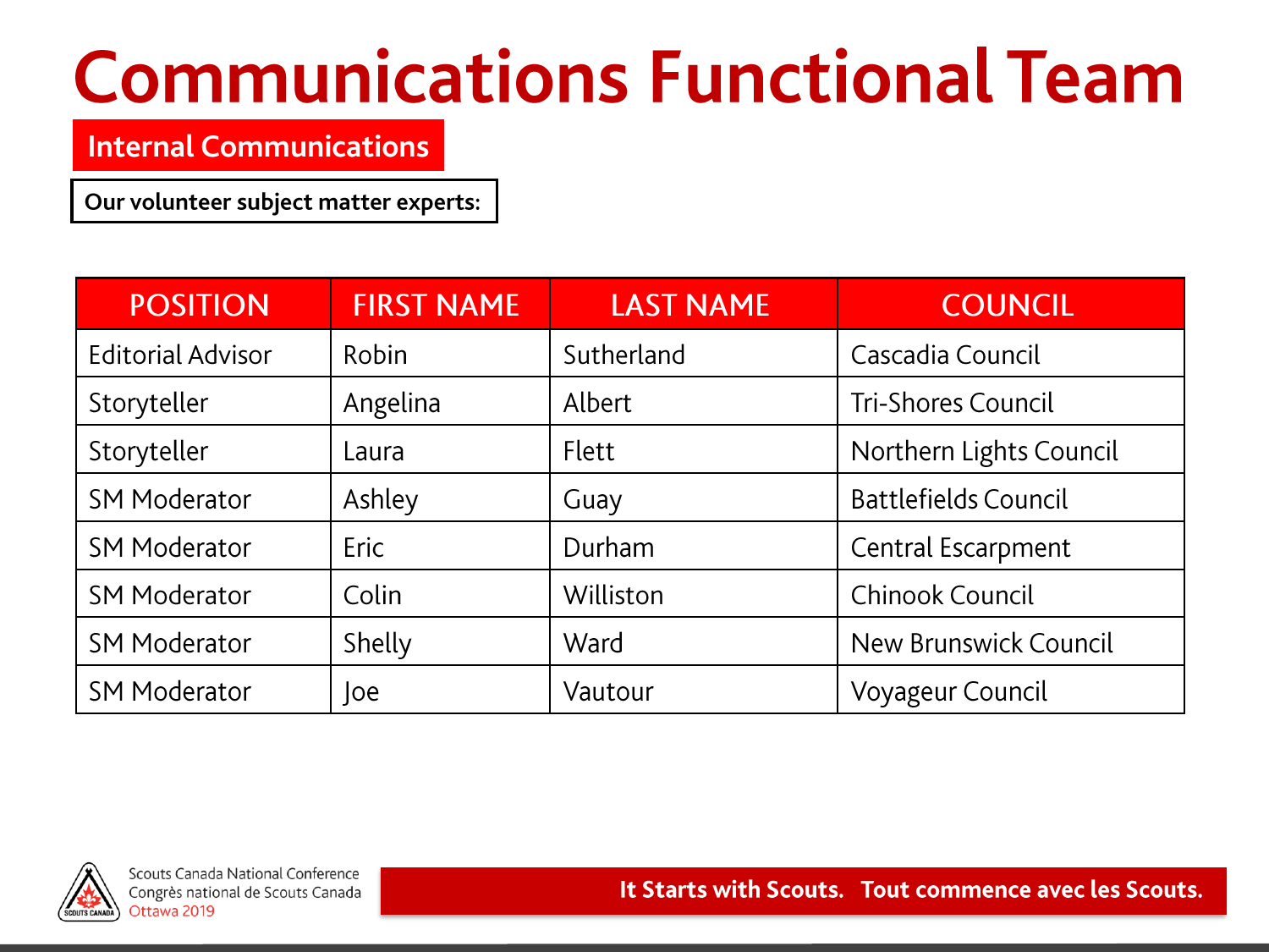# Communications Functional Team

## Internal Communications

**Our volunteer subject matter experts:**

| POSITION | FIRST NAME | LAST NAME | COUNCIL |
|---|---|---|---|
| Editorial Advisor | Robin | Sutherland | Cascadia Council |
| Storyteller | Angelina | Albert | Tri-Shores Council |
| Storyteller | Laura | Flett | Northern Lights Council |
| SM Moderator | Ashley | Guay | Battlefields Council |
| SM Moderator | Eric | Durham | Central Escarpment |
| SM Moderator | Colin | Williston | Chinook Council |
| SM Moderator | Shelly | Ward | New Brunswick Council |
| SM Moderator | Joe | Vautour | Voyageur Council |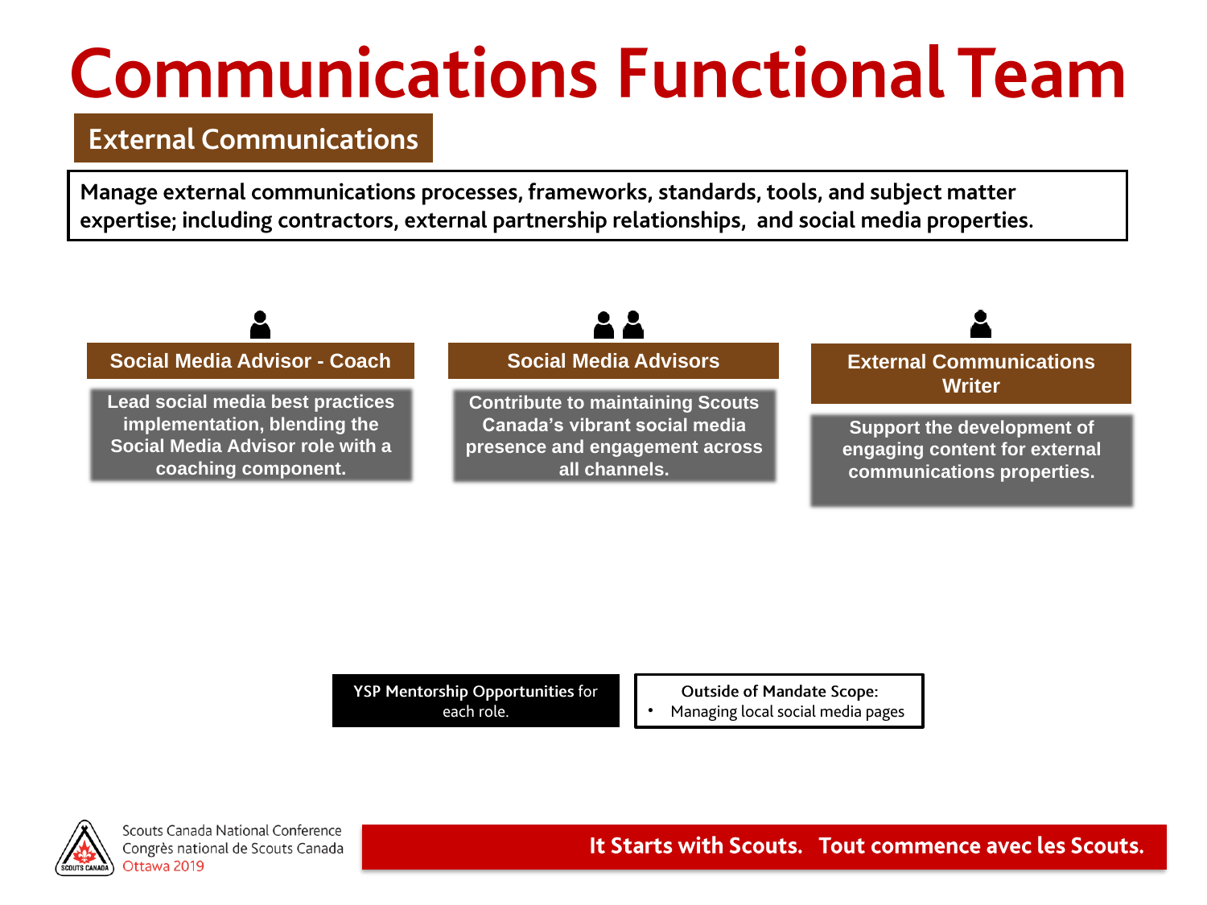# Communications Functional Team

## External Communications

**Manage external communications processes, frameworks, standards, tools, and subject matter expertise; including contractors, external partnership relationships, and social media properties.**

### Social Media Advisor - Coach

**Lead social media best practices implementation, blending the Social Media Advisor role with a coaching component.**

### Social Media Advisors

**Contribute to maintaining Scouts Canada's vibrant social media presence and engagement across all channels.**

### External Communications Writer

**Support the development of engaging content for external communications properties.**

**YSP Mentorship Opportunities** for each role.

**Outside of Mandate Scope:**

- Managing local social media pages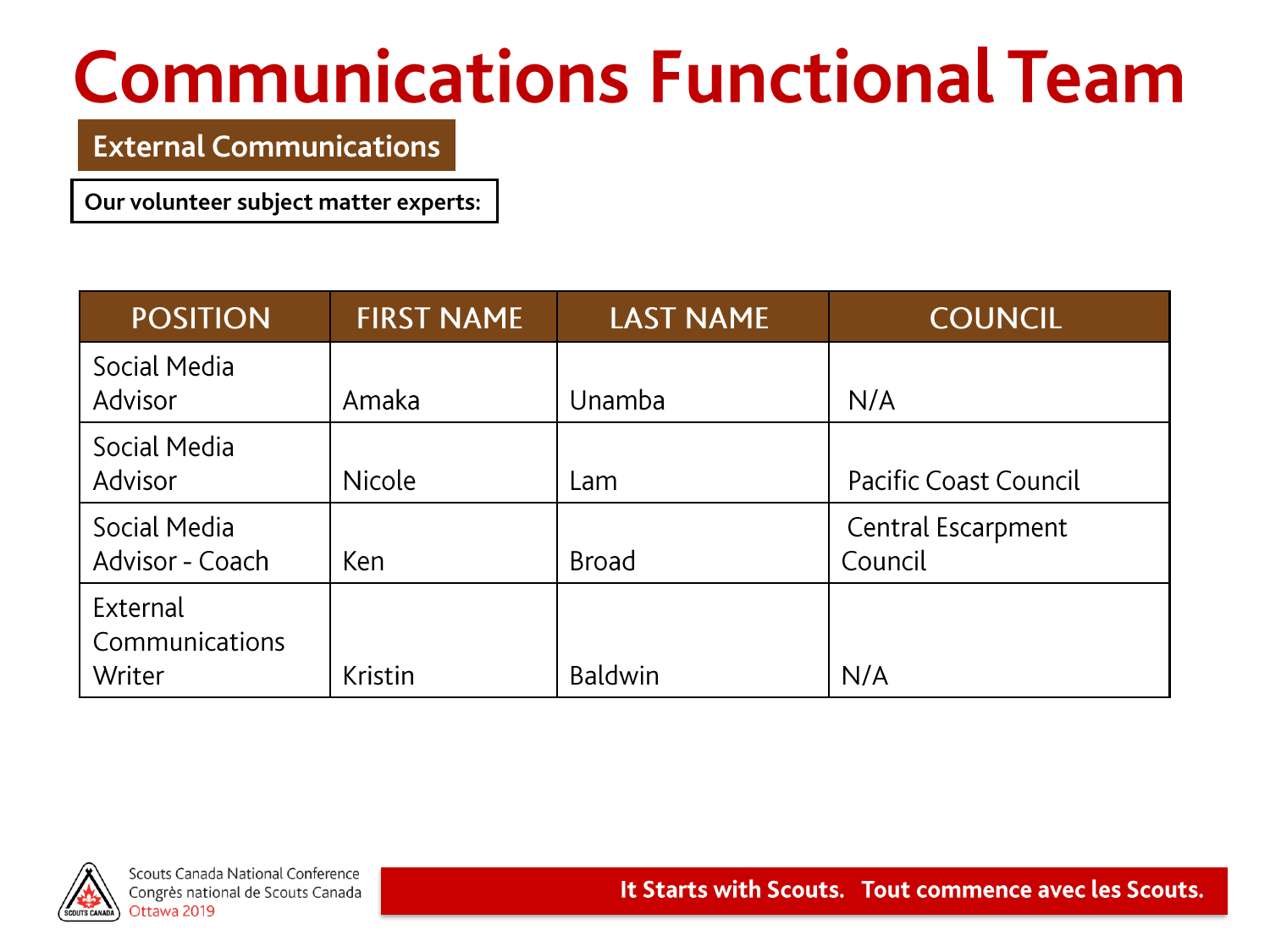# Communications Functional Team

## External Communications

**Our volunteer subject matter experts:**

| POSITION | FIRST NAME | LAST NAME | COUNCIL |
| --- | --- | --- | --- |
| Social Media Advisor | Amaka | Unamba | N/A |
| Social Media Advisor | Nicole | Lam | Pacific Coast Council |
| Social Media Advisor - Coach | Ken | Broad | Central Escarpment Council |
| External Communications Writer | Kristin | Baldwin | N/A |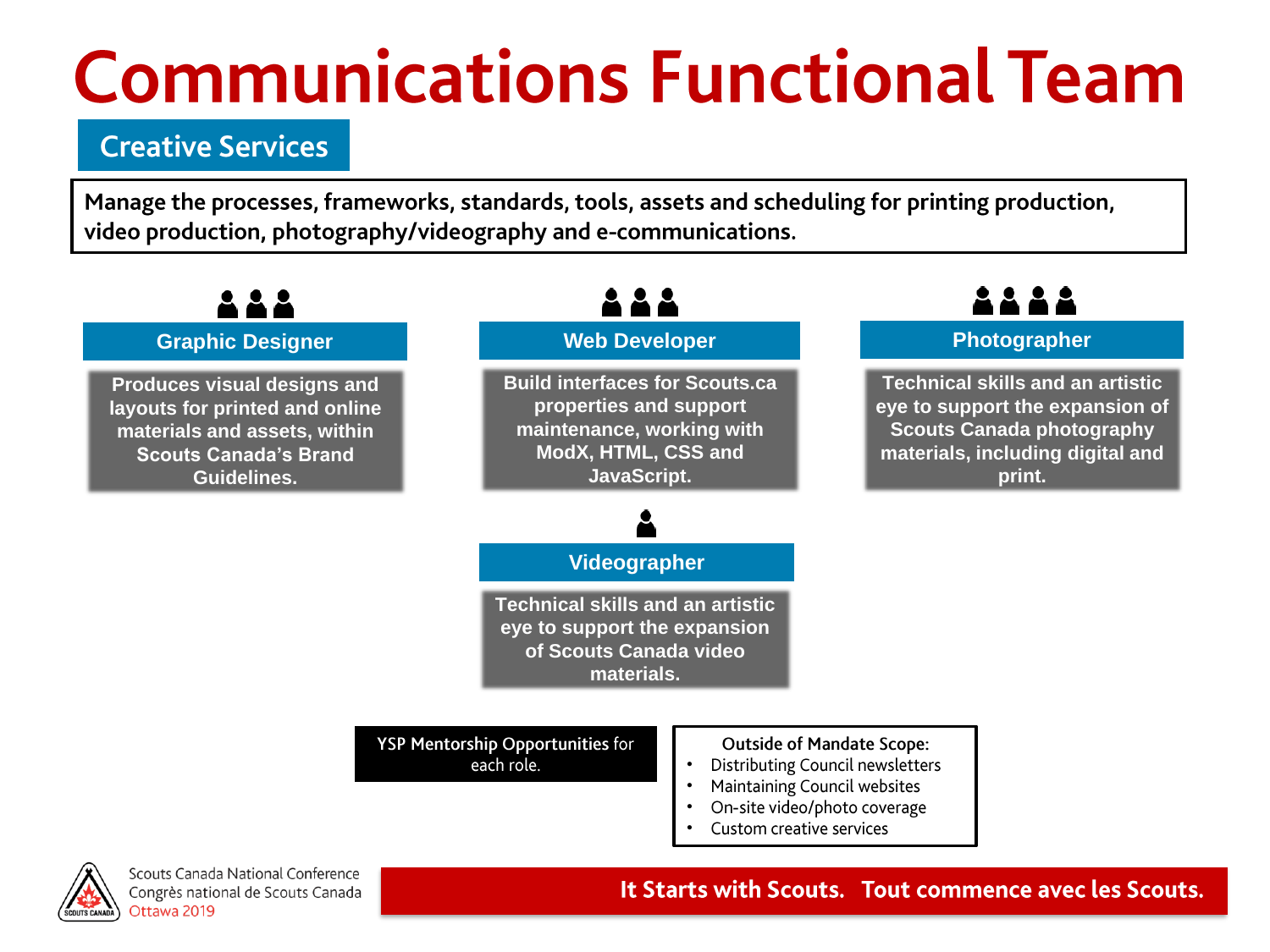# Communications Functional Team

## Creative Services

Manage the processes, frameworks, standards, tools, assets and scheduling for printing production, video production, photography/videography and e-communications.

### Graphic Designer

Produces visual designs and layouts for printed and online materials and assets, within Scouts Canada's Brand Guidelines.

### Web Developer

Build interfaces for Scouts.ca properties and support maintenance, working with ModX, HTML, CSS and JavaScript.

### Photographer

Technical skills and an artistic eye to support the expansion of Scouts Canada photography materials, including digital and print.

### Videographer

Technical skills and an artistic eye to support the expansion of Scouts Canada video materials.

**YSP Mentorship Opportunities** for each role.

**Outside of Mandate Scope:**

- Distributing Council newsletters
- Maintaining Council websites
- On-site video/photo coverage
- Custom creative services

Scouts Canada National Conference
Congrès national de Scouts Canada
Ottawa 2019

**It Starts with Scouts. Tout commence avec les Scouts.**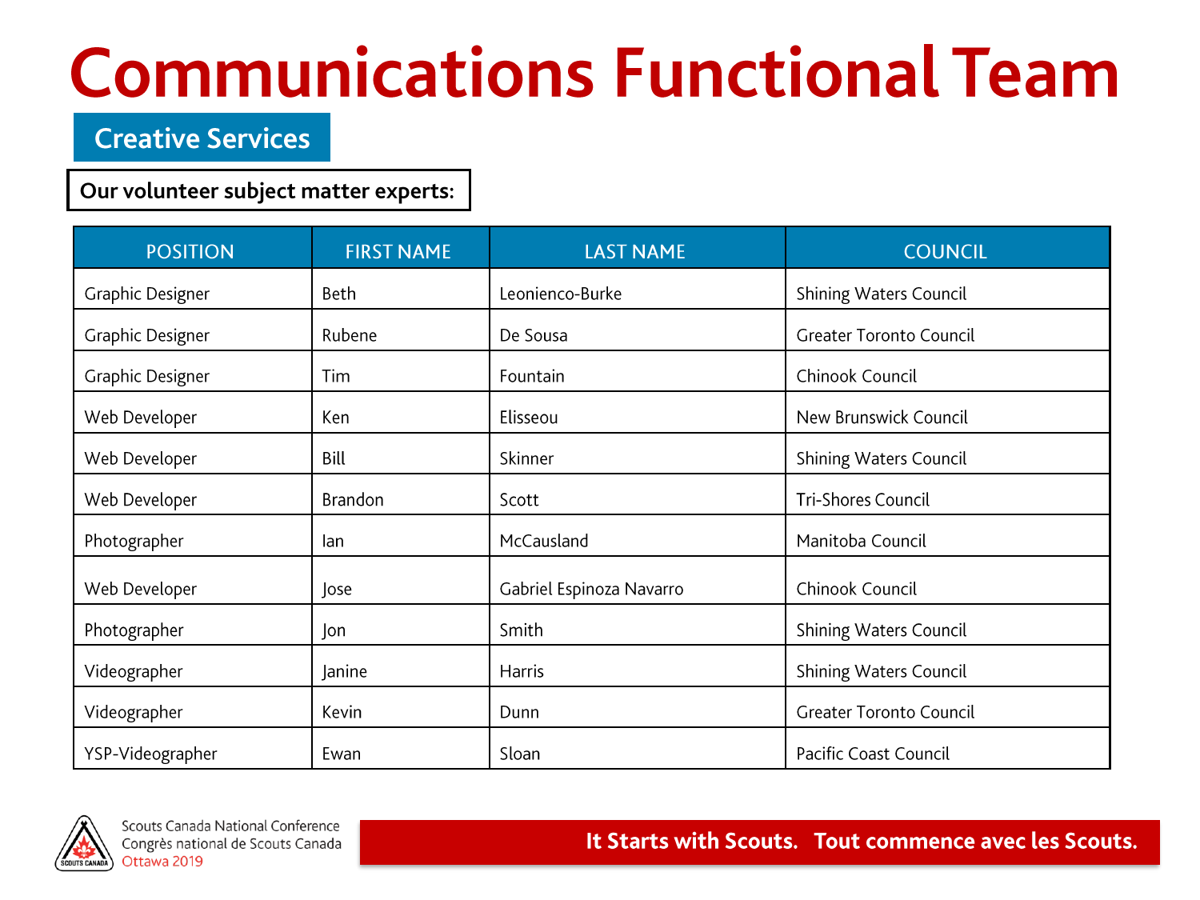# Communications Functional Team

## Creative Services

**Our volunteer subject matter experts:**

| POSITION | FIRST NAME | LAST NAME | COUNCIL |
|---|---|---|---|
| Graphic Designer | Beth | Leonienco-Burke | Shining Waters Council |
| Graphic Designer | Rubene | De Sousa | Greater Toronto Council |
| Graphic Designer | Tim | Fountain | Chinook Council |
| Web Developer | Ken | Elisseou | New Brunswick Council |
| Web Developer | Bill | Skinner | Shining Waters Council |
| Web Developer | Brandon | Scott | Tri-Shores Council |
| Photographer | Ian | McCausland | Manitoba Council |
| Web Developer | Jose | Gabriel Espinoza Navarro | Chinook Council |
| Photographer | Jon | Smith | Shining Waters Council |
| Videographer | Janine | Harris | Shining Waters Council |
| Videographer | Kevin | Dunn | Greater Toronto Council |
| YSP-Videographer | Ewan | Sloan | Pacific Coast Council |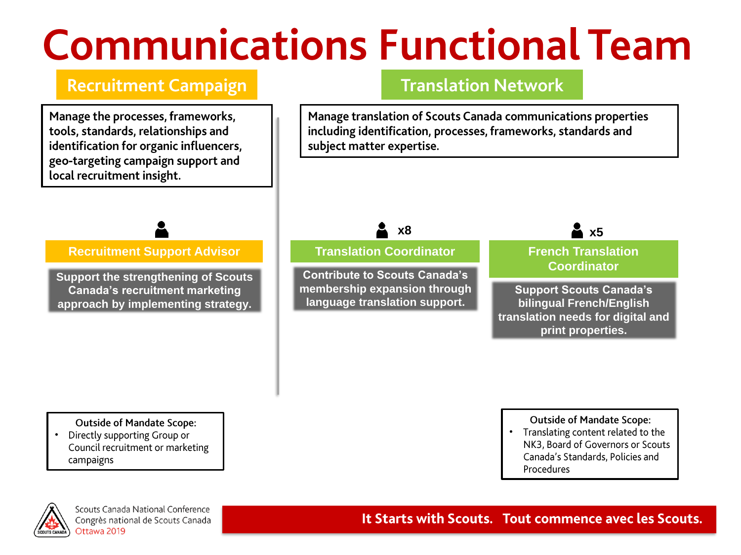# Communications Functional Team

## Recruitment Campaign

Manage the processes, frameworks, tools, standards, relationships and identification for organic influencers, geo-targeting campaign support and local recruitment insight.

### Recruitment Support Advisor

Support the strengthening of Scouts Canada's recruitment marketing approach by implementing strategy.

**Outside of Mandate Scope:**

- Directly supporting Group or Council recruitment or marketing campaigns

## Translation Network

Manage translation of Scouts Canada communications properties including identification, processes, frameworks, standards and subject matter expertise.

### Translation Coordinator (x8)

Contribute to Scouts Canada's membership expansion through language translation support.

### French Translation Coordinator (x5)

Support Scouts Canada's bilingual French/English translation needs for digital and print properties.

**Outside of Mandate Scope:**

- Translating content related to the NK3, Board of Governors or Scouts Canada's Standards, Policies and Procedures

Scouts Canada National Conference
Congrès national de Scouts Canada
Ottawa 2019

It Starts with Scouts. Tout commence avec les Scouts.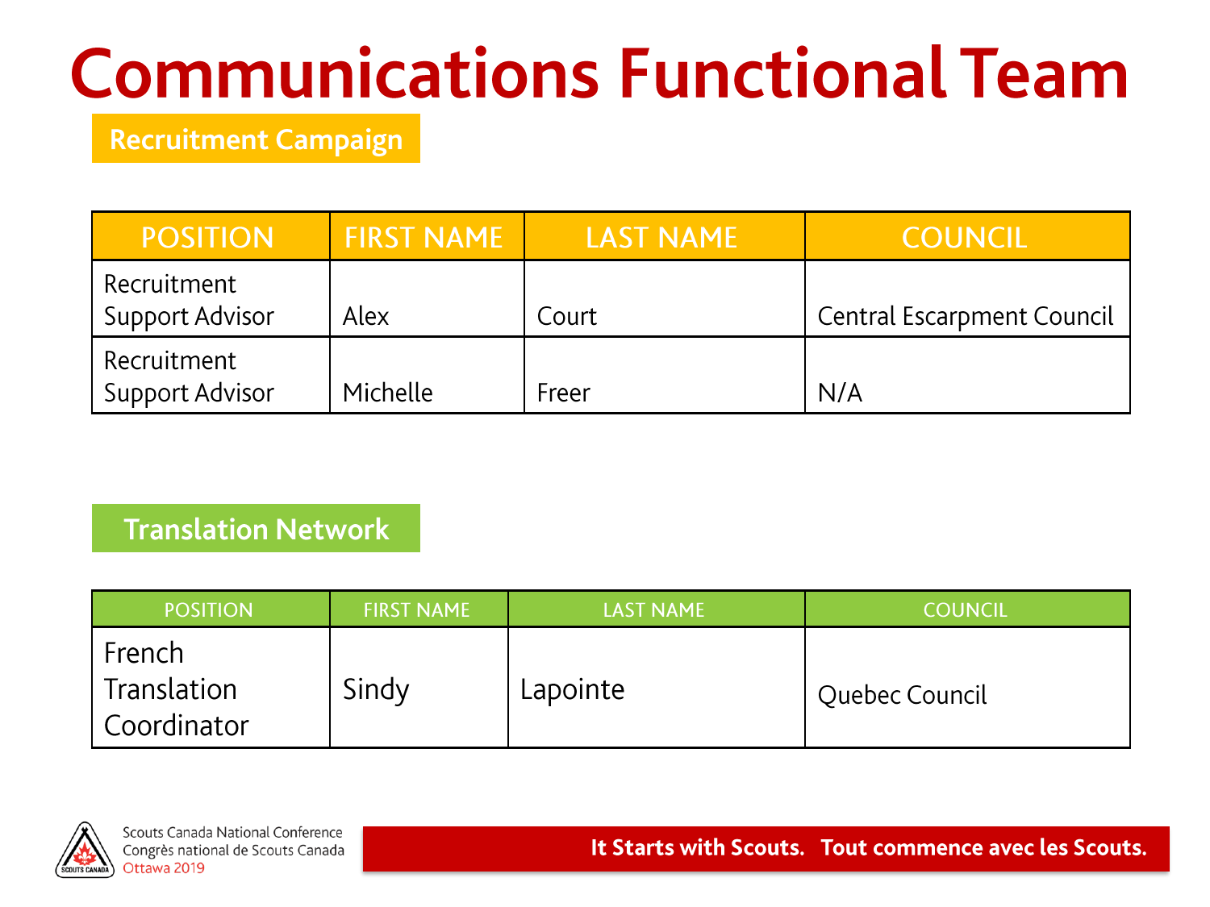# Communications Functional Team

## Recruitment Campaign

| POSITION | FIRST NAME | LAST NAME | COUNCIL |
|---|---|---|---|
| Recruitment Support Advisor | Alex | Court | Central Escarpment Council |
| Recruitment Support Advisor | Michelle | Freer | N/A |

## Translation Network

| POSITION | FIRST NAME | LAST NAME | COUNCIL |
|---|---|---|---|
| French Translation Coordinator | Sindy | Lapointe | Quebec Council |

Scouts Canada National Conference
Congrès national de Scouts Canada
Ottawa 2019

It Starts with Scouts. Tout commence avec les Scouts.